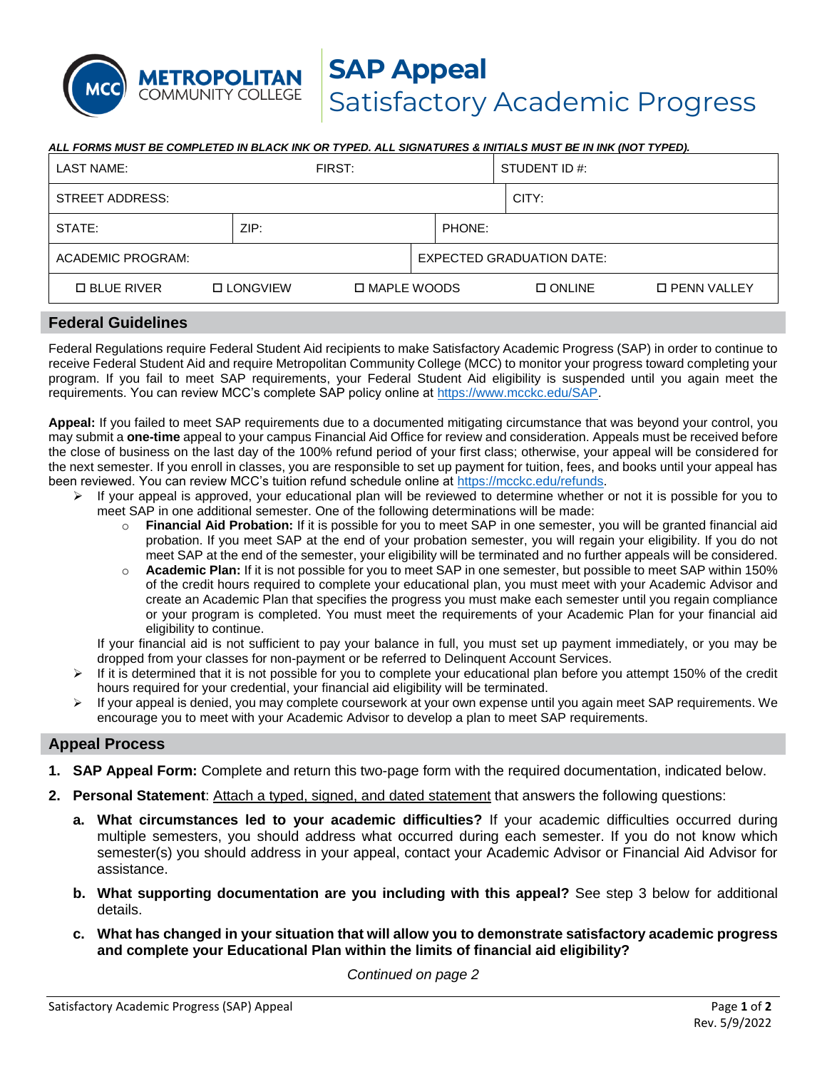# SAP Appeal
## Satisfactory Academic Progress

***ALL FORMS MUST BE COMPLETED IN BLACK INK OR TYPED. ALL SIGNATURES & INITIALS MUST BE IN INK (NOT TYPED).***

| LAST NAME: | FIRST: | | STUDENT ID #: | |
|---|---|---|---|---|
| STREET ADDRESS: | | | CITY: | |
| STATE: | ZIP: | | PHONE: | |
| ACADEMIC PROGRAM: | | EXPECTED GRADUATION DATE: | | |
| ☐ BLUE RIVER | ☐ LONGVIEW | ☐ MAPLE WOODS | ☐ ONLINE | ☐ PENN VALLEY |

## Federal Guidelines

Federal Regulations require Federal Student Aid recipients to make Satisfactory Academic Progress (SAP) in order to continue to receive Federal Student Aid and require Metropolitan Community College (MCC) to monitor your progress toward completing your program. If you fail to meet SAP requirements, your Federal Student Aid eligibility is suspended until you again meet the requirements. You can review MCC's complete SAP policy online at https://www.mcckc.edu/SAP.

**Appeal:** If you failed to meet SAP requirements due to a documented mitigating circumstance that was beyond your control, you may submit a **one-time** appeal to your campus Financial Aid Office for review and consideration. Appeals must be received before the close of business on the last day of the 100% refund period of your first class; otherwise, your appeal will be considered for the next semester. If you enroll in classes, you are responsible to set up payment for tuition, fees, and books until your appeal has been reviewed. You can review MCC's tuition refund schedule online at https://mcckc.edu/refunds.

- If your appeal is approved, your educational plan will be reviewed to determine whether or not it is possible for you to meet SAP in one additional semester. One of the following determinations will be made:
  - **Financial Aid Probation:** If it is possible for you to meet SAP in one semester, you will be granted financial aid probation. If you meet SAP at the end of your probation semester, you will regain your eligibility. If you do not meet SAP at the end of the semester, your eligibility will be terminated and no further appeals will be considered.
  - **Academic Plan:** If it is not possible for you to meet SAP in one semester, but possible to meet SAP within 150% of the credit hours required to complete your educational plan, you must meet with your Academic Advisor and create an Academic Plan that specifies the progress you must make each semester until you regain compliance or your program is completed. You must meet the requirements of your Academic Plan for your financial aid eligibility to continue.

  If your financial aid is not sufficient to pay your balance in full, you must set up payment immediately, or you may be dropped from your classes for non-payment or be referred to Delinquent Account Services.
- If it is determined that it is not possible for you to complete your educational plan before you attempt 150% of the credit hours required for your credential, your financial aid eligibility will be terminated.
- If your appeal is denied, you may complete coursework at your own expense until you again meet SAP requirements. We encourage you to meet with your Academic Advisor to develop a plan to meet SAP requirements.

## Appeal Process

1. **SAP Appeal Form:** Complete and return this two-page form with the required documentation, indicated below.
2. **Personal Statement**: Attach a typed, signed, and dated statement that answers the following questions:
   a. **What circumstances led to your academic difficulties?** If your academic difficulties occurred during multiple semesters, you should address what occurred during each semester. If you do not know which semester(s) you should address in your appeal, contact your Academic Advisor or Financial Aid Advisor for assistance.
   b. **What supporting documentation are you including with this appeal?** See step 3 below for additional details.
   c. **What has changed in your situation that will allow you to demonstrate satisfactory academic progress and complete your Educational Plan within the limits of financial aid eligibility?**

*Continued on page 2*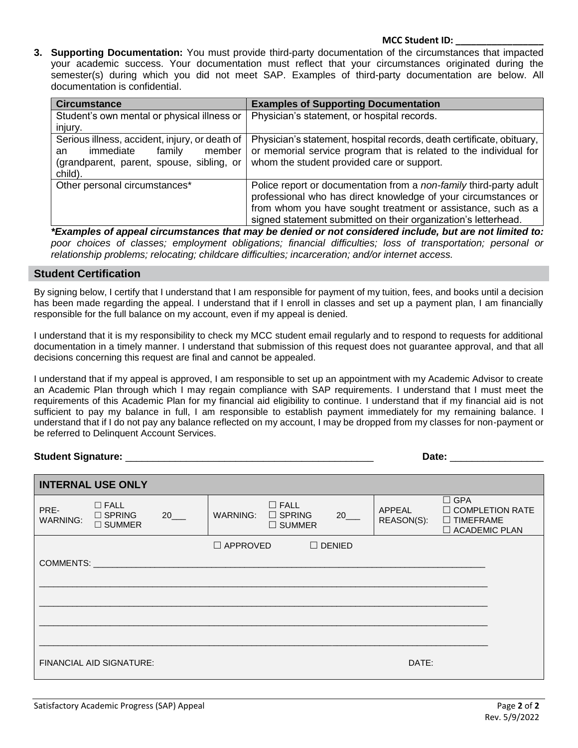**MCC Student ID: _________________**

3. **Supporting Documentation:** You must provide third-party documentation of the circumstances that impacted your academic success. Your documentation must reflect that your circumstances originated during the semester(s) during which you did not meet SAP. Examples of third-party documentation are below. All documentation is confidential.

| Circumstance | Examples of Supporting Documentation |
|---|---|
| Student's own mental or physical illness or injury. | Physician's statement, or hospital records. |
| Serious illness, accident, injury, or death of an immediate family member (grandparent, parent, spouse, sibling, or child). | Physician's statement, hospital records, death certificate, obituary, or memorial service program that is related to the individual for whom the student provided care or support. |
| Other personal circumstances* | Police report or documentation from a *non-family* third-party adult professional who has direct knowledge of your circumstances or from whom you have sought treatment or assistance, such as a signed statement submitted on their organization's letterhead. |

***Examples of appeal circumstances that may be denied or not considered include, but are not limited to:*** *poor choices of classes; employment obligations; financial difficulties; loss of transportation; personal or relationship problems; relocating; childcare difficulties; incarceration; and/or internet access.*

## Student Certification

By signing below, I certify that I understand that I am responsible for payment of my tuition, fees, and books until a decision has been made regarding the appeal. I understand that if I enroll in classes and set up a payment plan, I am financially responsible for the full balance on my account, even if my appeal is denied.

I understand that it is my responsibility to check my MCC student email regularly and to respond to requests for additional documentation in a timely manner. I understand that submission of this request does not guarantee approval, and that all decisions concerning this request are final and cannot be appealed.

I understand that if my appeal is approved, I am responsible to set up an appointment with my Academic Advisor to create an Academic Plan through which I may regain compliance with SAP requirements. I understand that I must meet the requirements of this Academic Plan for my financial aid eligibility to continue. I understand that if my financial aid is not sufficient to pay my balance in full, I am responsible to establish payment immediately for my remaining balance. I understand that if I do not pay any balance reflected on my account, I may be dropped from my classes for non-payment or be referred to Delinquent Account Services.

**Student Signature:** _______________________________________________ **Date:** _________________

| INTERNAL USE ONLY | | | | | |
|---|---|---|---|---|---|
| PRE-WARNING: | ☐ FALL ☐ SPRING ☐ SUMMER 20___ | WARNING: | ☐ FALL ☐ SPRING ☐ SUMMER 20___ | APPEAL REASON(S): | ☐ GPA ☐ COMPLETION RATE ☐ TIMEFRAME ☐ ACADEMIC PLAN |

☐ APPROVED ☐ DENIED

COMMENTS: _______________________________________________________________________________

_______________________________________________________________________________________

_______________________________________________________________________________________

_______________________________________________________________________________________

_______________________________________________________________________________________

FINANCIAL AID SIGNATURE: DATE:

Satisfactory Academic Progress (SAP) Appeal

Rev. 5/9/2022